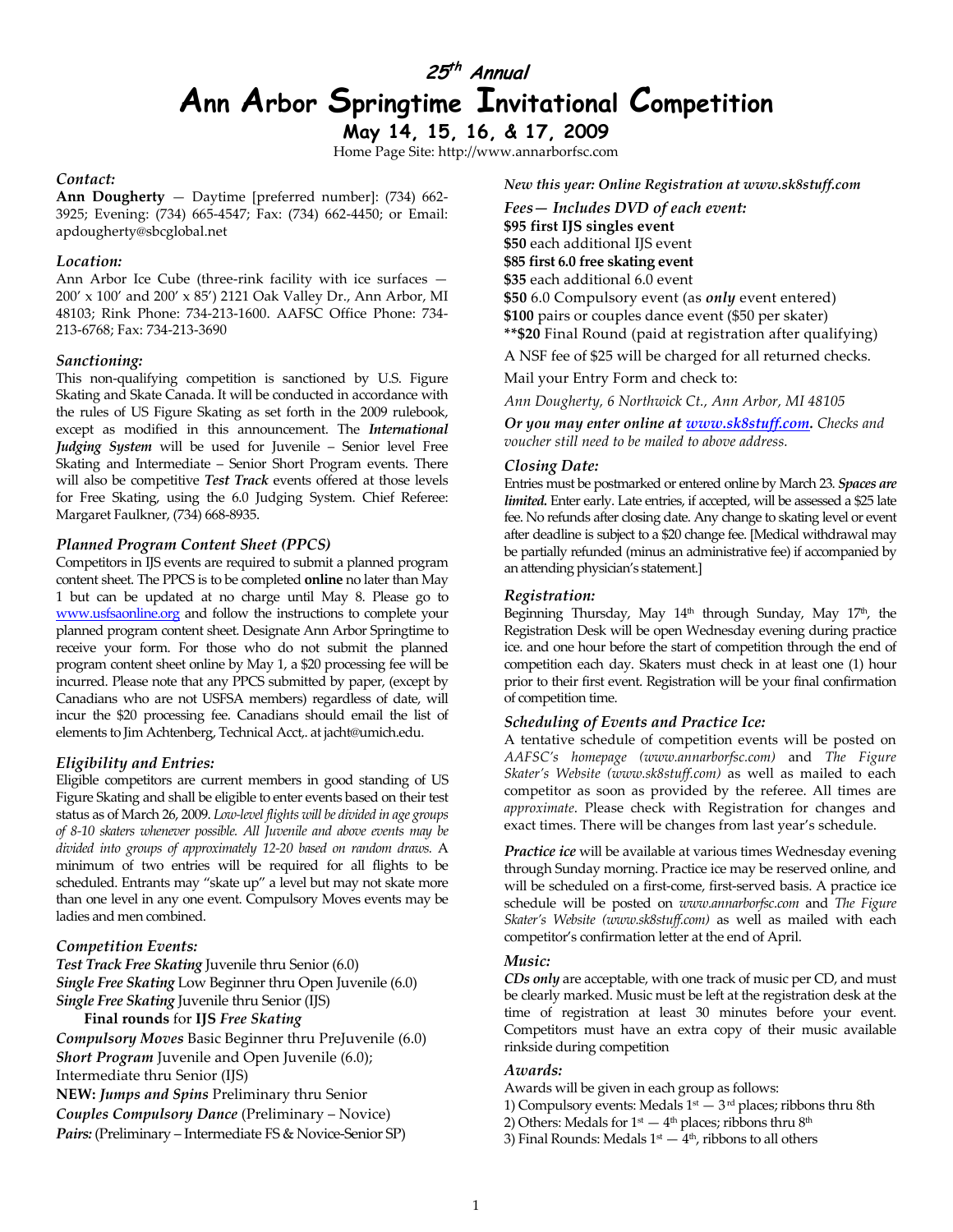# 25th Annual

# Ann Arbor Springtime Invitational Competition

## May 14, 15, 16, & 17, 2009

Home Page Site: http://www.annarborfsc.com

### *Contact:*

**Ann Dougherty** — Daytime [preferred number]: (734) 662-3925; Evening: (734) 665-4547; Fax: (734) 662-4450; or Email: apdougherty@sbcglobal.net

### *Location:*

Ann Arbor Ice Cube (three-rink facility with ice surfaces — 200' x 100' and 200' x 85') 2121 Oak Valley Dr., Ann Arbor, MI 48103; Rink Phone: 734-213-1600. AAFSC Office Phone: 734-213-6768; Fax: 734-213-3690

### *Sanctioning:*

This non-qualifying competition is sanctioned by U.S. Figure Skating and Skate Canada. It will be conducted in accordance with the rules of US Figure Skating as set forth in the 2009 rulebook, except as modified in this announcement. The ***International Judging System*** will be used for Juvenile – Senior level Free Skating and Intermediate – Senior Short Program events. There will also be competitive ***Test Track*** events offered at those levels for Free Skating, using the 6.0 Judging System. Chief Referee: Margaret Faulkner, (734) 668-8935.

### *Planned Program Content Sheet (PPCS)*

Competitors in IJS events are required to submit a planned program content sheet. The PPCS is to be completed **online** no later than May 1 but can be updated at no charge until May 8. Please go to www.usfsaonline.org and follow the instructions to complete your planned program content sheet. Designate Ann Arbor Springtime to receive your form. For those who do not submit the planned program content sheet online by May 1, a $20 processing fee will be incurred. Please note that any PPCS submitted by paper, (except by Canadians who are not USFSA members) regardless of date, will incur the $20 processing fee. Canadians should email the list of elements to Jim Achtenberg, Technical Acct,. at jacht@umich.edu.

### *Eligibility and Entries:*

Eligible competitors are current members in good standing of US Figure Skating and shall be eligible to enter events based on their test status as of March 26, 2009. *Low-level flights will be divided in age groups of 8-10 skaters whenever possible. All Juvenile and above events may be divided into groups of approximately 12-20 based on random draws.* A minimum of two entries will be required for all flights to be scheduled. Entrants may "skate up" a level but may not skate more than one level in any one event. Compulsory Moves events may be ladies and men combined.

### *Competition Events:*

***Test Track Free Skating*** Juvenile thru Senior (6.0)
***Single Free Skating*** Low Beginner thru Open Juvenile (6.0)
***Single Free Skating*** Juvenile thru Senior (IJS)
  **Final rounds** for **IJS *Free Skating***
***Compulsory Moves*** Basic Beginner thru PreJuvenile (6.0)
***Short Program*** Juvenile and Open Juvenile (6.0);
Intermediate thru Senior (IJS)
**NEW:** ***Jumps and Spins*** Preliminary thru Senior
***Couples Compulsory Dance*** (Preliminary – Novice)
***Pairs:*** (Preliminary – Intermediate FS & Novice-Senior SP)

*New this year: Online Registration at www.sk8stuff.com*

### *Fees— Includes DVD of each event:*

**$95 first IJS singles event**
**$50** each additional IJS event
**$85 first 6.0 free skating event**
**$35** each additional 6.0 event
**$50** 6.0 Compulsory event (as ***only*** event entered)
**$100** pairs or couples dance event ($50 per skater)
****$20** Final Round (paid at registration after qualifying)

A NSF fee of $25 will be charged for all returned checks.

Mail your Entry Form and check to:

*Ann Dougherty, 6 Northwick Ct., Ann Arbor, MI 48105*

***Or you may enter online at www.sk8stuff.com.*** *Checks and voucher still need to be mailed to above address.*

### *Closing Date:*

Entries must be postmarked or entered online by March 23. ***Spaces are limited.*** Enter early. Late entries, if accepted, will be assessed a $25 late fee. No refunds after closing date. Any change to skating level or event after deadline is subject to a $20 change fee. [Medical withdrawal may be partially refunded (minus an administrative fee) if accompanied by an attending physician's statement.]

### *Registration:*

Beginning Thursday, May 14th through Sunday, May 17th, the Registration Desk will be open Wednesday evening during practice ice. and one hour before the start of competition through the end of competition each day. Skaters must check in at least one (1) hour prior to their first event. Registration will be your final confirmation of competition time.

### *Scheduling of Events and Practice Ice:*

A tentative schedule of competition events will be posted on *AAFSC's homepage (www.annarborfsc.com)* and *The Figure Skater's Website (www.sk8stuff.com)* as well as mailed to each competitor as soon as provided by the referee. All times are *approximate*. Please check with Registration for changes and exact times. There will be changes from last year's schedule.

***Practice ice*** will be available at various times Wednesday evening through Sunday morning. Practice ice may be reserved online, and will be scheduled on a first-come, first-served basis. A practice ice schedule will be posted on *www.annarborfsc.com* and *The Figure Skater's Website (www.sk8stuff.com)* as well as mailed with each competitor's confirmation letter at the end of April.

### *Music:*

***CDs only*** are acceptable, with one track of music per CD, and must be clearly marked. Music must be left at the registration desk at the time of registration at least 30 minutes before your event. Competitors must have an extra copy of their music available rinkside during competition

### *Awards:*

Awards will be given in each group as follows:

1) Compulsory events: Medals 1st — 3rd places; ribbons thru 8th
2) Others: Medals for 1st — 4th places; ribbons thru 8th
3) Final Rounds: Medals 1st — 4th, ribbons to all others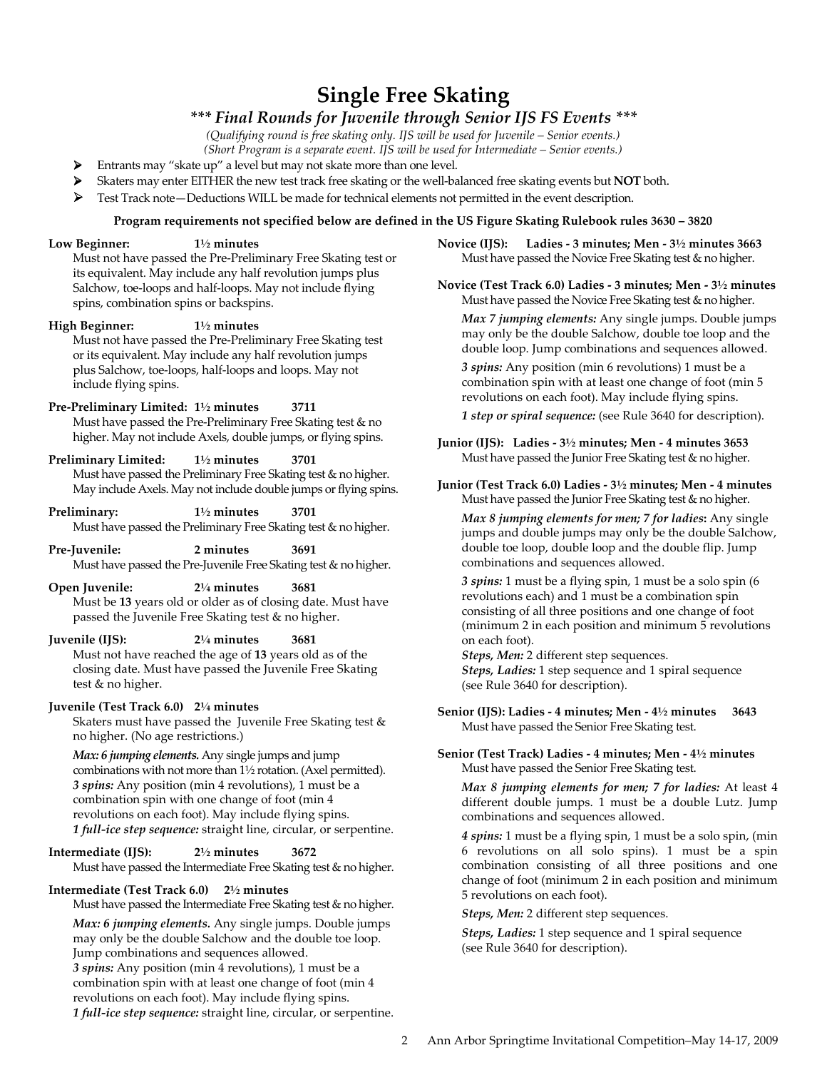# Single Free Skating

### *** Final Rounds for Juvenile through Senior IJS FS Events ***

*(Qualifying round is free skating only. IJS will be used for Juvenile – Senior events.)*
*(Short Program is a separate event. IJS will be used for Intermediate – Senior events.)*

- Entrants may "skate up" a level but may not skate more than one level.
- Skaters may enter EITHER the new test track free skating or the well-balanced free skating events but **NOT** both.
- Test Track note—Deductions WILL be made for technical elements not permitted in the event description.

**Program requirements not specified below are defined in the US Figure Skating Rulebook rules 3630 – 3820**

**Low Beginner: 1½ minutes**
Must not have passed the Pre-Preliminary Free Skating test or its equivalent. May include any half revolution jumps plus Salchow, toe-loops and half-loops. May not include flying spins, combination spins or backspins.

**High Beginner: 1½ minutes**
Must not have passed the Pre-Preliminary Free Skating test or its equivalent. May include any half revolution jumps plus Salchow, toe-loops, half-loops and loops. May not include flying spins.

**Pre-Preliminary Limited: 1½ minutes 3711**
Must have passed the Pre-Preliminary Free Skating test & no higher. May not include Axels, double jumps, or flying spins.

**Preliminary Limited: 1½ minutes 3701**
Must have passed the Preliminary Free Skating test & no higher. May include Axels. May not include double jumps or flying spins.

**Preliminary: 1½ minutes 3701**
Must have passed the Preliminary Free Skating test & no higher.

**Pre-Juvenile: 2 minutes 3691**
Must have passed the Pre-Juvenile Free Skating test & no higher.

**Open Juvenile: 2¼ minutes 3681**
Must be **13** years old or older as of closing date. Must have passed the Juvenile Free Skating test & no higher.

**Juvenile (IJS): 2¼ minutes 3681**
Must not have reached the age of **13** years old as of the closing date. Must have passed the Juvenile Free Skating test & no higher.

**Juvenile (Test Track 6.0) 2¼ minutes**
Skaters must have passed the Juvenile Free Skating test & no higher. (No age restrictions.)

***Max: 6 jumping elements.*** Any single jumps and jump combinations with not more than 1½ rotation. (Axel permitted).
***3 spins:*** Any position (min 4 revolutions), 1 must be a combination spin with one change of foot (min 4 revolutions on each foot). May include flying spins.
***1 full-ice step sequence:*** straight line, circular, or serpentine.

**Intermediate (IJS): 2½ minutes 3672**
Must have passed the Intermediate Free Skating test & no higher.

**Intermediate (Test Track 6.0) 2½ minutes**
Must have passed the Intermediate Free Skating test & no higher.

***Max: 6 jumping elements.*** Any single jumps. Double jumps may only be the double Salchow and the double toe loop. Jump combinations and sequences allowed.
***3 spins:*** Any position (min 4 revolutions), 1 must be a combination spin with at least one change of foot (min 4 revolutions on each foot). May include flying spins.
***1 full-ice step sequence:*** straight line, circular, or serpentine.

**Novice (IJS): Ladies - 3 minutes; Men - 3½ minutes 3663**
Must have passed the Novice Free Skating test & no higher.

**Novice (Test Track 6.0) Ladies - 3 minutes; Men - 3½ minutes**
Must have passed the Novice Free Skating test & no higher.

***Max 7 jumping elements:*** Any single jumps. Double jumps may only be the double Salchow, double toe loop and the double loop. Jump combinations and sequences allowed.

***3 spins:*** Any position (min 6 revolutions) 1 must be a combination spin with at least one change of foot (min 5 revolutions on each foot). May include flying spins.

***1 step or spiral sequence:*** (see Rule 3640 for description).

**Junior (IJS): Ladies - 3½ minutes; Men - 4 minutes 3653**
Must have passed the Junior Free Skating test & no higher.

**Junior (Test Track 6.0) Ladies - 3½ minutes; Men - 4 minutes**
Must have passed the Junior Free Skating test & no higher.

***Max 8 jumping elements for men; 7 for ladies*:** Any single jumps and double jumps may only be the double Salchow, double toe loop, double loop and the double flip. Jump combinations and sequences allowed.

***3 spins:*** 1 must be a flying spin, 1 must be a solo spin (6 revolutions each) and 1 must be a combination spin consisting of all three positions and one change of foot (minimum 2 in each position and minimum 5 revolutions on each foot).
***Steps, Men:*** 2 different step sequences.
***Steps, Ladies:*** 1 step sequence and 1 spiral sequence (see Rule 3640 for description).

**Senior (IJS): Ladies - 4 minutes; Men - 4½ minutes 3643**
Must have passed the Senior Free Skating test.

**Senior (Test Track) Ladies - 4 minutes; Men - 4½ minutes**
Must have passed the Senior Free Skating test.

***Max 8 jumping elements for men; 7 for ladies:*** At least 4 different double jumps. 1 must be a double Lutz. Jump combinations and sequences allowed.

***4 spins:*** 1 must be a flying spin, 1 must be a solo spin, (min 6 revolutions on all solo spins). 1 must be a spin combination consisting of all three positions and one change of foot (minimum 2 in each position and minimum 5 revolutions on each foot).

***Steps, Men:*** 2 different step sequences.

***Steps, Ladies:*** 1 step sequence and 1 spiral sequence (see Rule 3640 for description).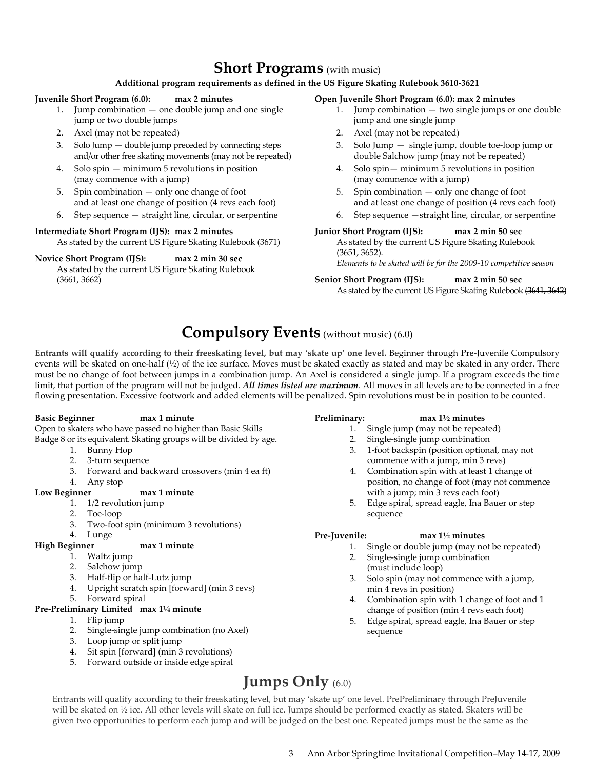## Short Programs (with music)

**Additional program requirements as defined in the US Figure Skating Rulebook 3610-3621**

**Juvenile Short Program (6.0): max 2 minutes**

1. Jump combination — one double jump and one single jump or two double jumps
2. Axel (may not be repeated)
3. Solo Jump — double jump preceded by connecting steps and/or other free skating movements (may not be repeated)
4. Solo spin — minimum 5 revolutions in position (may commence with a jump)
5. Spin combination — only one change of foot and at least one change of position (4 revs each foot)
6. Step sequence — straight line, circular, or serpentine

**Intermediate Short Program (IJS): max 2 minutes**
As stated by the current US Figure Skating Rulebook (3671)

**Novice Short Program (IJS): max 2 min 30 sec**
As stated by the current US Figure Skating Rulebook (3661, 3662)

**Open Juvenile Short Program (6.0): max 2 minutes**

1. Jump combination — two single jumps or one double jump and one single jump
2. Axel (may not be repeated)
3. Solo Jump — single jump, double toe-loop jump or double Salchow jump (may not be repeated)
4. Solo spin— minimum 5 revolutions in position (may commence with a jump)
5. Spin combination — only one change of foot and at least one change of position (4 revs each foot)
6. Step sequence —straight line, circular, or serpentine

**Junior Short Program (IJS): max 2 min 50 sec**
As stated by the current US Figure Skating Rulebook (3651, 3652).
*Elements to be skated will be for the 2009-10 competitive season*

**Senior Short Program (IJS): max 2 min 50 sec**
As stated by the current US Figure Skating Rulebook ~~(3641, 3642)~~

## Compulsory Events (without music) (6.0)

**Entrants will qualify according to their freeskating level, but may 'skate up' one level.** Beginner through Pre-Juvenile Compulsory events will be skated on one-half (½) of the ice surface. Moves must be skated exactly as stated and may be skated in any order. There must be no change of foot between jumps in a combination jump. An Axel is considered a single jump. If a program exceeds the time limit, that portion of the program will not be judged. ***All times listed are maximum.*** All moves in all levels are to be connected in a free flowing presentation. Excessive footwork and added elements will be penalized. Spin revolutions must be in position to be counted.

**Basic Beginner max 1 minute**
Open to skaters who have passed no higher than Basic Skills Badge 8 or its equivalent. Skating groups will be divided by age.

1. Bunny Hop
2. 3-turn sequence
3. Forward and backward crossovers (min 4 ea ft)
4. Any stop

**Low Beginner max 1 minute**

1. 1/2 revolution jump
2. Toe-loop
3. Two-foot spin (minimum 3 revolutions)
4. Lunge

**High Beginner max 1 minute**

1. Waltz jump
2. Salchow jump
3. Half-flip or half-Lutz jump
4. Upright scratch spin [forward] (min 3 revs)
5. Forward spiral

**Pre-Preliminary Limited max 1¼ minute**

1. Flip jump
2. Single-single jump combination (no Axel)
3. Loop jump or split jump
4. Sit spin [forward] (min 3 revolutions)
5. Forward outside or inside edge spiral

**Preliminary: max 1½ minutes**

1. Single jump (may not be repeated)
2. Single-single jump combination
3. 1-foot backspin (position optional, may not commence with a jump, min 3 revs)
4. Combination spin with at least 1 change of position, no change of foot (may not commence with a jump; min 3 revs each foot)
5. Edge spiral, spread eagle, Ina Bauer or step sequence

**Pre-Juvenile: max 1½ minutes**

1. Single or double jump (may not be repeated)
2. Single-single jump combination (must include loop)
3. Solo spin (may not commence with a jump, min 4 revs in position)
4. Combination spin with 1 change of foot and 1 change of position (min 4 revs each foot)
5. Edge spiral, spread eagle, Ina Bauer or step sequence

## Jumps Only (6.0)

Entrants will qualify according to their freeskating level, but may 'skate up' one level. PrePreliminary through PreJuvenile will be skated on ½ ice. All other levels will skate on full ice. Jumps should be performed exactly as stated. Skaters will be given two opportunities to perform each jump and will be judged on the best one. Repeated jumps must be the same as the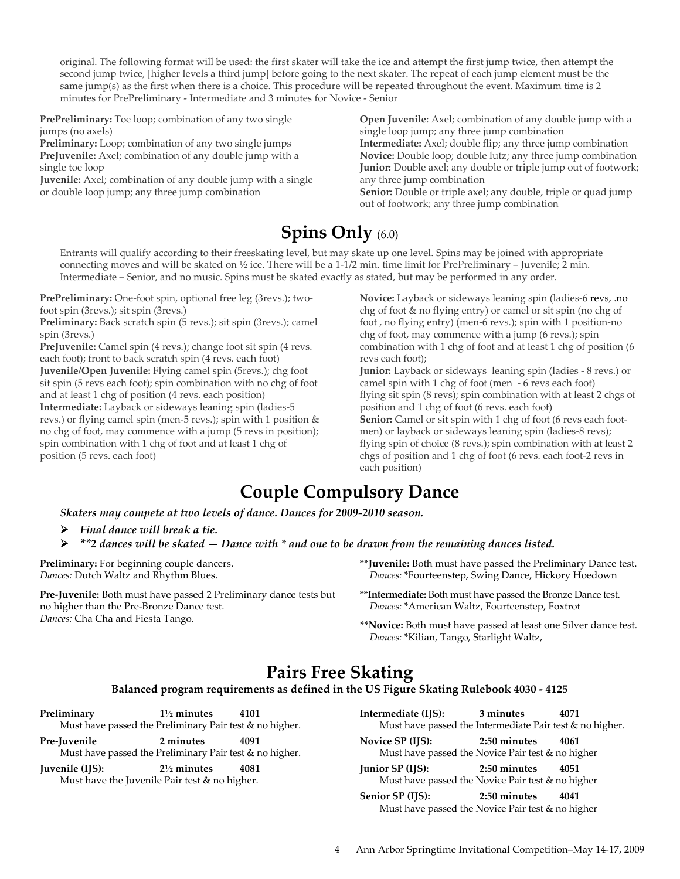original. The following format will be used: the first skater will take the ice and attempt the first jump twice, then attempt the second jump twice, [higher levels a third jump] before going to the next skater. The repeat of each jump element must be the same jump(s) as the first when there is a choice. This procedure will be repeated throughout the event. Maximum time is 2 minutes for PrePreliminary - Intermediate and 3 minutes for Novice - Senior

**PrePreliminary:** Toe loop; combination of any two single jumps (no axels)
**Preliminary:** Loop; combination of any two single jumps
**PreJuvenile:** Axel; combination of any double jump with a single toe loop
**Juvenile:** Axel; combination of any double jump with a single or double loop jump; any three jump combination
**Open Juvenile**: Axel; combination of any double jump with a single loop jump; any three jump combination
**Intermediate:** Axel; double flip; any three jump combination
**Novice:** Double loop; double lutz; any three jump combination
**Junior:** Double axel; any double or triple jump out of footwork; any three jump combination
**Senior:** Double or triple axel; any double, triple or quad jump out of footwork; any three jump combination

# Spins Only (6.0)

Entrants will qualify according to their freeskating level, but may skate up one level. Spins may be joined with appropriate connecting moves and will be skated on ½ ice. There will be a 1-1/2 min. time limit for PrePreliminary – Juvenile; 2 min. Intermediate – Senior, and no music. Spins must be skated exactly as stated, but may be performed in any order.

**PrePreliminary:** One-foot spin, optional free leg (3revs.); two-foot spin (3revs.); sit spin (3revs.)
**Preliminary:** Back scratch spin (5 revs.); sit spin (3revs.); camel spin (3revs.)
**PreJuvenile:** Camel spin (4 revs.); change foot sit spin (4 revs. each foot); front to back scratch spin (4 revs. each foot)
**Juvenile/Open Juvenile:** Flying camel spin (5revs.); chg foot sit spin (5 revs each foot); spin combination with no chg of foot and at least 1 chg of position (4 revs. each position)
**Intermediate:** Layback or sideways leaning spin (ladies-5 revs.) or flying camel spin (men-5 revs.); spin with 1 position & no chg of foot, may commence with a jump (5 revs in position); spin combination with 1 chg of foot and at least 1 chg of position (5 revs. each foot)
**Novice:** Layback or sideways leaning spin (ladies-6 revs, .no chg of foot & no flying entry) or camel or sit spin (no chg of foot , no flying entry) (men-6 revs.); spin with 1 position-no chg of foot, may commence with a jump (6 revs.); spin combination with 1 chg of foot and at least 1 chg of position (6 revs each foot);
**Junior:** Layback or sideways leaning spin (ladies - 8 revs.) or camel spin with 1 chg of foot (men - 6 revs each foot) flying sit spin (8 revs); spin combination with at least 2 chgs of position and 1 chg of foot (6 revs. each foot)
**Senior:** Camel or sit spin with 1 chg of foot (6 revs each foot-men) or layback or sideways leaning spin (ladies-8 revs); flying spin of choice (8 revs.); spin combination with at least 2 chgs of position and 1 chg of foot (6 revs. each foot-2 revs in each position)

# Couple Compulsory Dance

***Skaters may compete at two levels of dance. Dances for 2009-2010 season.***

- ***Final dance will break a tie.***
- ***\*\*2 dances will be skated — Dance with \* and one to be drawn from the remaining dances listed.***

**Preliminary:** For beginning couple dancers.
*Dances:* Dutch Waltz and Rhythm Blues.

**Pre-Juvenile:** Both must have passed 2 Preliminary dance tests but no higher than the Pre-Bronze Dance test.
*Dances:* Cha Cha and Fiesta Tango.

**\*\*Juvenile:** Both must have passed the Preliminary Dance test.
*Dances:* \*Fourteenstep, Swing Dance, Hickory Hoedown

**\*\*Intermediate:** Both must have passed the Bronze Dance test.
*Dances:* \*American Waltz, Fourteenstep, Foxtrot

**\*\*Novice:** Both must have passed at least one Silver dance test.
*Dances:* \*Kilian, Tango, Starlight Waltz,

# Pairs Free Skating

**Balanced program requirements as defined in the US Figure Skating Rulebook 4030 - 4125**

**Preliminary** — **1½ minutes** — **4101**
Must have passed the Preliminary Pair test & no higher.

**Pre-Juvenile** — **2 minutes** — **4091**
Must have passed the Preliminary Pair test & no higher.

**Juvenile (IJS):** — **2½ minutes** — **4081**
Must have the Juvenile Pair test & no higher.

**Intermediate (IJS):** — **3 minutes** — **4071**
Must have passed the Intermediate Pair test & no higher.

**Novice SP (IJS):** — **2:50 minutes** — **4061**
Must have passed the Novice Pair test & no higher

**Junior SP (IJS):** — **2:50 minutes** — **4051**
Must have passed the Novice Pair test & no higher

**Senior SP (IJS):** — **2:50 minutes** — **4041**
Must have passed the Novice Pair test & no higher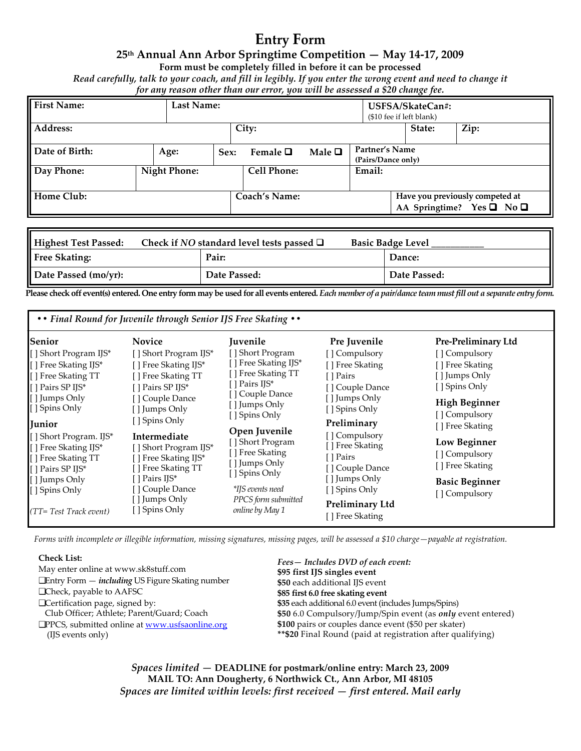# Entry Form

## 25th Annual Ann Arbor Springtime Competition — May 14-17, 2009

**Form must be completely filled in before it can be processed**

*Read carefully, talk to your coach, and fill in legibly. If you enter the wrong event and need to change it for any reason other than our error, you will be assessed a $20 change fee.*

| First Name: | Last Name: | | | USFSA/SkateCan#: ($10 fee if left blank) | | |
|---|---|---|---|---|---|---|
| Address: | | City: | | | State: | Zip: |
| Date of Birth: | Age: | Sex: Female ❑ Male ❑ | | Partner's Name (Pairs/Dance only) | | |
| Day Phone: | Night Phone: | Cell Phone: | | Email: | | |
| Home Club: | | Coach's Name: | | Have you previously competed at AA Springtime? Yes ❑ No ❑ | | |

| Highest Test Passed: Check if *NO* standard level tests passed ❑ | | Basic Badge Level ___________ |
|---|---|---|
| Free Skating: | Pair: | Dance: |
| Date Passed (mo/yr): | Date Passed: | Date Passed: |

**Please check off event(s) entered. One entry form may be used for all events entered.** *Each member of a pair/dance team must fill out a separate entry form.*

*• • Final Round for Juvenile through Senior IJS Free Skating • •*

**Senior**
- [ ] Short Program IJS*
- [ ] Free Skating IJS*
- [ ] Free Skating TT
- [ ] Pairs SP IJS*
- [ ] Jumps Only
- [ ] Spins Only

**Junior**
- [ ] Short Program. IJS*
- [ ] Free Skating IJS*
- [ ] Free Skating TT
- [ ] Pairs SP IJS*
- [ ] Jumps Only
- [ ] Spins Only

*(TT= Test Track event)*

**Novice**
- [ ] Short Program IJS*
- [ ] Free Skating IJS*
- [ ] Free Skating TT
- [ ] Pairs SP IJS*
- [ ] Couple Dance
- [ ] Jumps Only
- [ ] Spins Only

**Intermediate**
- [ ] Short Program IJS*
- [ ] Free Skating IJS*
- [ ] Free Skating TT
- [ ] Pairs IJS*
- [ ] Couple Dance
- [ ] Jumps Only
- [ ] Spins Only

**Juvenile**
- [ ] Short Program
- [ ] Free Skating IJS*
- [ ] Free Skating TT
- [ ] Pairs IJS*
- [ ] Couple Dance
- [ ] Jumps Only
- [ ] Spins Only

**Open Juvenile**
- [ ] Short Program
- [ ] Free Skating
- [ ] Jumps Only
- [ ] Spins Only

*\*IJS events need PPCS form submitted online by May 1*

**Pre Juvenile**
- [ ] Compulsory
- [ ] Free Skating
- [ ] Pairs
- [ ] Couple Dance
- [ ] Jumps Only
- [ ] Spins Only

**Preliminary**
- [ ] Compulsory
- [ ] Free Skating
- [ ] Pairs
- [ ] Couple Dance
- [ ] Jumps Only
- [ ] Spins Only

**Preliminary Ltd**
- [ ] Free Skating

**Pre-Preliminary Ltd**
- [ ] Compulsory
- [ ] Free Skating
- [ ] Jumps Only
- [ ] Spins Only

**High Beginner**
- [ ] Compulsory
- [ ] Free Skating

**Low Beginner**
- [ ] Compulsory
- [ ] Free Skating

**Basic Beginner**
- [ ] Compulsory

*Forms with incomplete or illegible information, missing signatures, missing pages, will be assessed a $10 charge—payable at registration.*

**Check List:**

May enter online at www.sk8stuff.com

❑ Entry Form — *including* US Figure Skating number
❑ Check, payable to AAFSC
❑ Certification page, signed by: Club Officer; Athlete; Parent/Guard; Coach
❑ PPCS, submitted online at www.usfsaonline.org (IJS events only)

*Fees— Includes DVD of each event:*

**$95 first IJS singles event**
**$50** each additional IJS event
**$85 first 6.0 free skating event**
**$35** each additional 6.0 event (includes Jumps/Spins)
**$50** 6.0 Compulsory/Jump/Spin event (as ***only*** event entered)
**$100** pairs or couples dance event ($50 per skater)
**\*\*$20** Final Round (paid at registration after qualifying)

*Spaces limited* — **DEADLINE for postmark/online entry: March 23, 2009**
**MAIL TO: Ann Dougherty, 6 Northwick Ct., Ann Arbor, MI 48105**
*Spaces are limited within levels: first received — first entered. Mail early*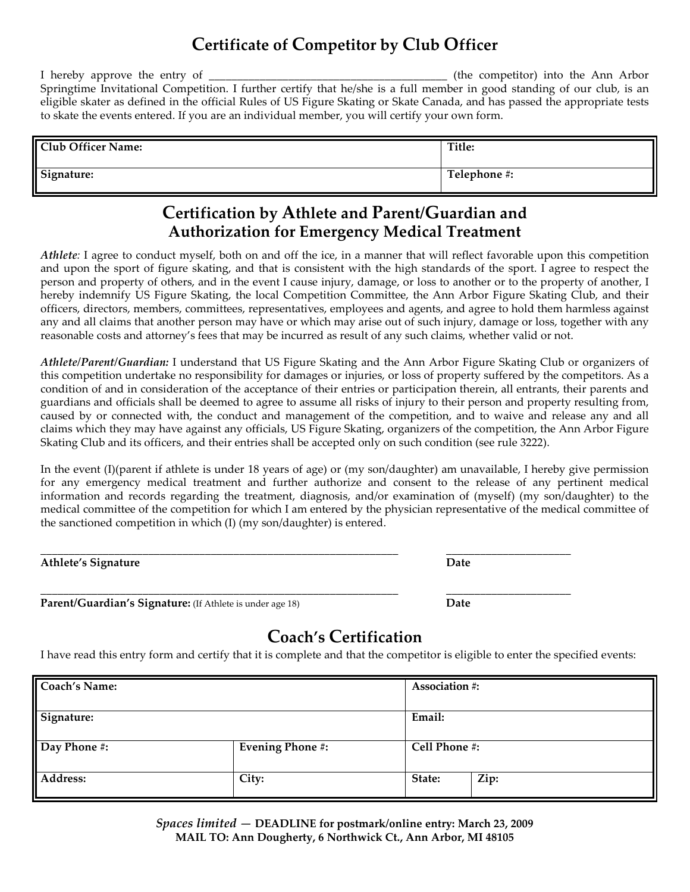# Certificate of Competitor by Club Officer

I hereby approve the entry of ___________________________________________ (the competitor) into the Ann Arbor Springtime Invitational Competition. I further certify that he/she is a full member in good standing of our club, is an eligible skater as defined in the official Rules of US Figure Skating or Skate Canada, and has passed the appropriate tests to skate the events entered. If you are an individual member, you will certify your own form.

| **Club Officer Name:** | **Title:** |
|---|---|
| **Signature:** | **Telephone #:** |

# Certification by Athlete and Parent/Guardian and Authorization for Emergency Medical Treatment

***Athlete**:* I agree to conduct myself, both on and off the ice, in a manner that will reflect favorable upon this competition and upon the sport of figure skating, and that is consistent with the high standards of the sport. I agree to respect the person and property of others, and in the event I cause injury, damage, or loss to another or to the property of another, I hereby indemnify US Figure Skating, the local Competition Committee, the Ann Arbor Figure Skating Club, and their officers, directors, members, committees, representatives, employees and agents, and agree to hold them harmless against any and all claims that another person may have or which may arise out of such injury, damage or loss, together with any reasonable costs and attorney's fees that may be incurred as result of any such claims, whether valid or not.

***Athlete/Parent/Guardian:*** I understand that US Figure Skating and the Ann Arbor Figure Skating Club or organizers of this competition undertake no responsibility for damages or injuries, or loss of property suffered by the competitors. As a condition of and in consideration of the acceptance of their entries or participation therein, all entrants, their parents and guardians and officials shall be deemed to agree to assume all risks of injury to their person and property resulting from, caused by or connected with, the conduct and management of the competition, and to waive and release any and all claims which they may have against any officials, US Figure Skating, organizers of the competition, the Ann Arbor Figure Skating Club and its officers, and their entries shall be accepted only on such condition (see rule 3222).

In the event (I)(parent if athlete is under 18 years of age) or (my son/daughter) am unavailable, I hereby give permission for any emergency medical treatment and further authorize and consent to the release of any pertinent medical information and records regarding the treatment, diagnosis, and/or examination of (myself) (my son/daughter) to the medical committee of the competition for which I am entered by the physician representative of the medical committee of the sanctioned competition in which (I) (my son/daughter) is entered.

_________________________________________________________________ ______________________

**Athlete's Signature** **Date**

_________________________________________________________________ ______________________

**Parent/Guardian's Signature:** (If Athlete is under age 18) **Date**

# Coach's Certification

I have read this entry form and certify that it is complete and that the competitor is eligible to enter the specified events:

| **Coach's Name:** | | **Association #:** | |
|---|---|---|---|
| **Signature:** | | **Email:** | |
| **Day Phone #:** | **Evening Phone #:** | **Cell Phone #:** | |
| **Address:** | **City:** | **State:** | **Zip:** |

*Spaces limited* — **DEADLINE for postmark/online entry: March 23, 2009**
**MAIL TO: Ann Dougherty, 6 Northwick Ct., Ann Arbor, MI 48105**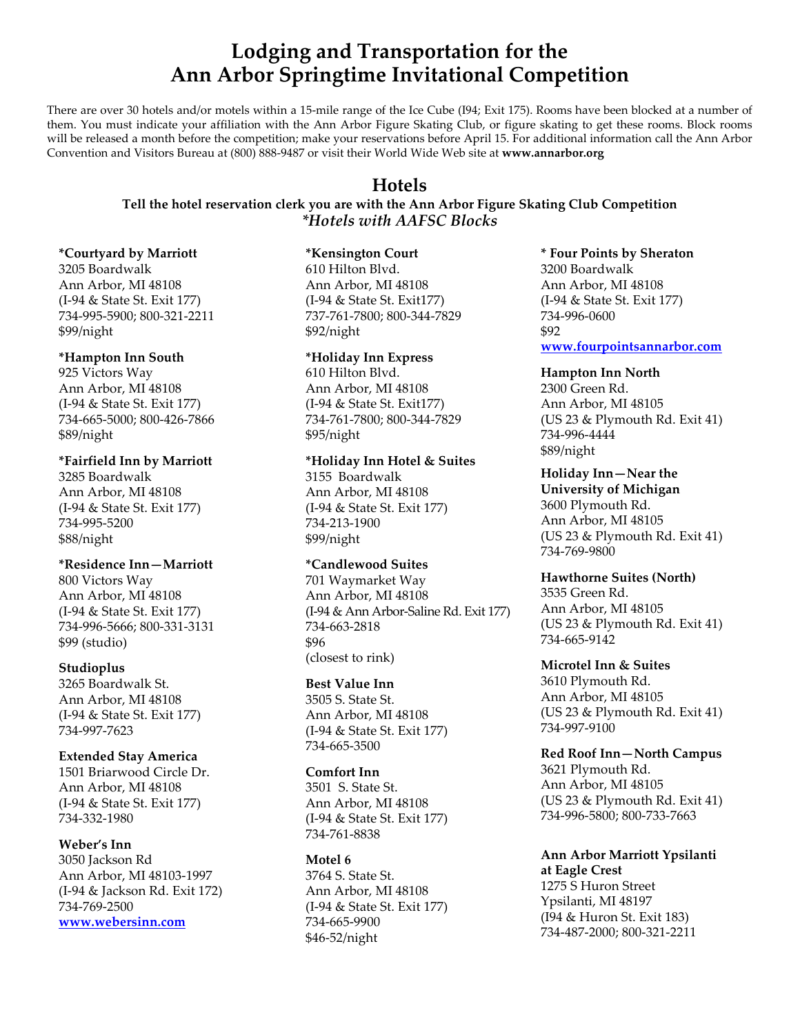# Lodging and Transportation for the Ann Arbor Springtime Invitational Competition

There are over 30 hotels and/or motels within a 15-mile range of the Ice Cube (I94; Exit 175). Rooms have been blocked at a number of them. You must indicate your affiliation with the Ann Arbor Figure Skating Club, or figure skating to get these rooms. Block rooms will be released a month before the competition; make your reservations before April 15. For additional information call the Ann Arbor Convention and Visitors Bureau at (800) 888-9487 or visit their World Wide Web site at **www.annarbor.org**

## Hotels

**Tell the hotel reservation clerk you are with the Ann Arbor Figure Skating Club Competition**

***Hotels with AAFSC Blocks***

**\*Courtyard by Marriott**
3205 Boardwalk
Ann Arbor, MI 48108
(I-94 & State St. Exit 177)
734-995-5900; 800-321-2211
$99/night

**\*Hampton Inn South**
925 Victors Way
Ann Arbor, MI 48108
(I-94 & State St. Exit 177)
734-665-5000; 800-426-7866
$89/night

**\*Fairfield Inn by Marriott**
3285 Boardwalk
Ann Arbor, MI 48108
(I-94 & State St. Exit 177)
734-995-5200
$88/night

**\*Residence Inn—Marriott**
800 Victors Way
Ann Arbor, MI 48108
(I-94 & State St. Exit 177)
734-996-5666; 800-331-3131
$99 (studio)

**Studioplus**
3265 Boardwalk St.
Ann Arbor, MI 48108
(I-94 & State St. Exit 177)
734-997-7623

**Extended Stay America**
1501 Briarwood Circle Dr.
Ann Arbor, MI 48108
(I-94 & State St. Exit 177)
734-332-1980

**Weber's Inn**
3050 Jackson Rd
Ann Arbor, MI 48103-1997
(I-94 & Jackson Rd. Exit 172)
734-769-2500
[www.webersinn.com](http://www.webersinn.com)

**\*Kensington Court**
610 Hilton Blvd.
Ann Arbor, MI 48108
(I-94 & State St. Exit177)
737-761-7800; 800-344-7829
$92/night

**\*Holiday Inn Express**
610 Hilton Blvd.
Ann Arbor, MI 48108
(I-94 & State St. Exit177)
734-761-7800; 800-344-7829
$95/night

**\*Holiday Inn Hotel & Suites**
3155 Boardwalk
Ann Arbor, MI 48108
(I-94 & State St. Exit 177)
734-213-1900
$99/night

**\*Candlewood Suites**
701 Waymarket Way
Ann Arbor, MI 48108
(I-94 & Ann Arbor-Saline Rd. Exit 177)
734-663-2818
$96
(closest to rink)

**Best Value Inn**
3505 S. State St.
Ann Arbor, MI 48108
(I-94 & State St. Exit 177)
734-665-3500

**Comfort Inn**
3501 S. State St.
Ann Arbor, MI 48108
(I-94 & State St. Exit 177)
734-761-8838

**Motel 6**
3764 S. State St.
Ann Arbor, MI 48108
(I-94 & State St. Exit 177)
734-665-9900
$46-52/night

**\* Four Points by Sheraton**
3200 Boardwalk
Ann Arbor, MI 48108
(I-94 & State St. Exit 177)
734-996-0600
$92
[www.fourpointsannarbor.com](http://www.fourpointsannarbor.com)

**Hampton Inn North**
2300 Green Rd.
Ann Arbor, MI 48105
(US 23 & Plymouth Rd. Exit 41)
734-996-4444
$89/night

**Holiday Inn—Near the University of Michigan**
3600 Plymouth Rd.
Ann Arbor, MI 48105
(US 23 & Plymouth Rd. Exit 41)
734-769-9800

**Hawthorne Suites (North)**
3535 Green Rd.
Ann Arbor, MI 48105
(US 23 & Plymouth Rd. Exit 41)
734-665-9142

**Microtel Inn & Suites**
3610 Plymouth Rd.
Ann Arbor, MI 48105
(US 23 & Plymouth Rd. Exit 41)
734-997-9100

**Red Roof Inn—North Campus**
3621 Plymouth Rd.
Ann Arbor, MI 48105
(US 23 & Plymouth Rd. Exit 41)
734-996-5800; 800-733-7663

**Ann Arbor Marriott Ypsilanti at Eagle Crest**
1275 S Huron Street
Ypsilanti, MI 48197
(I94 & Huron St. Exit 183)
734-487-2000; 800-321-2211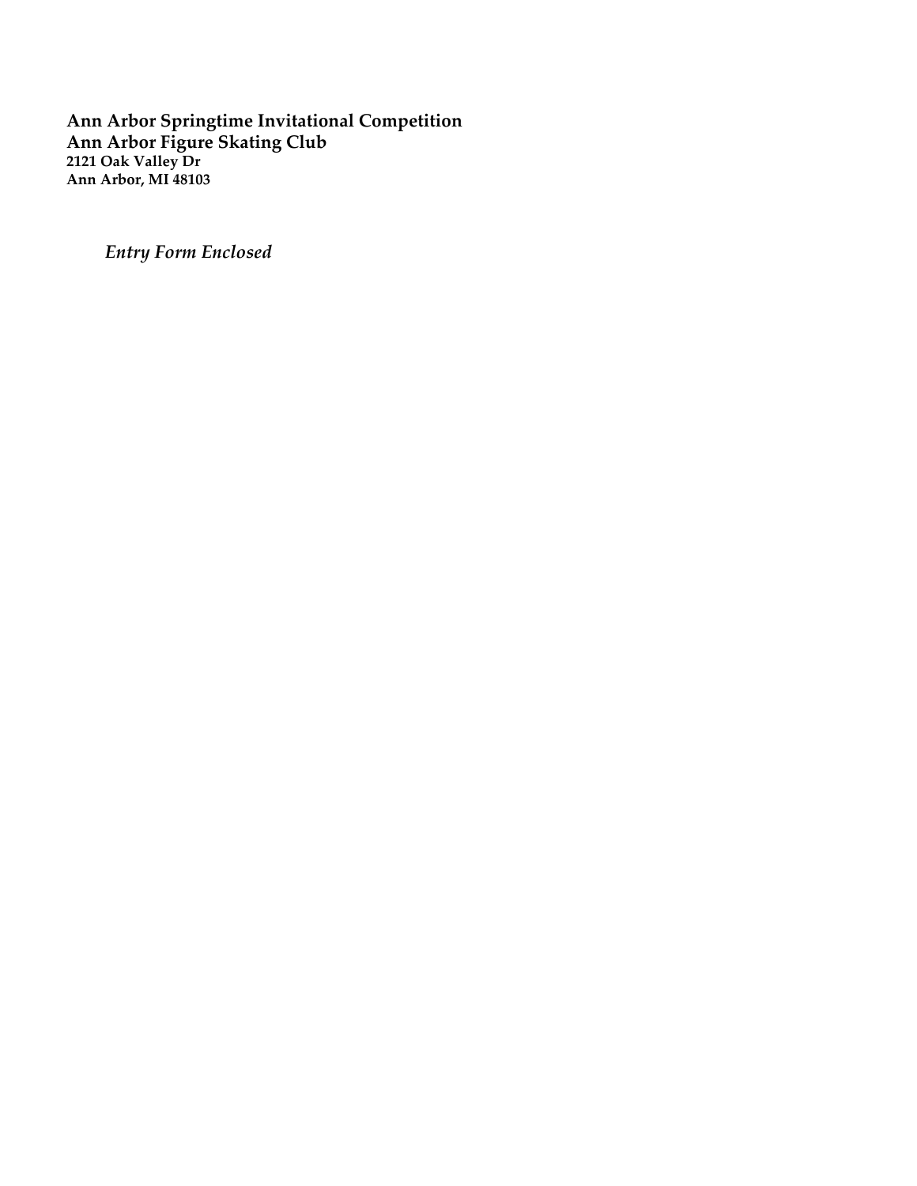**Ann Arbor Springtime Invitational Competition**
**Ann Arbor Figure Skating Club**
**2121 Oak Valley Dr**
**Ann Arbor, MI 48103**

***Entry Form Enclosed***